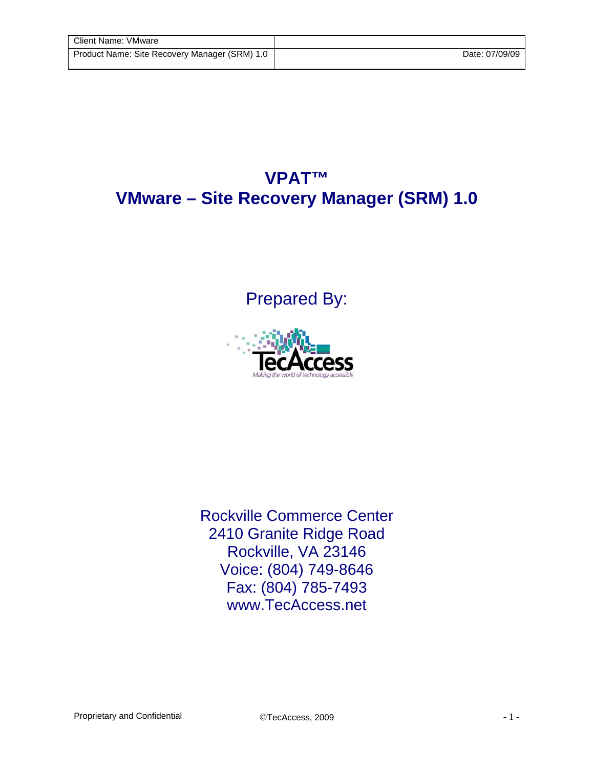| Client Name: VMware | |
| --- | --- |
| Product Name: Site Recovery Manager (SRM) 1.0 | Date: 07/09/09 |

# VPAT™
# VMware – Site Recovery Manager (SRM) 1.0

Prepared By:

TecAccess
*Making the world of technology accessible*

Rockville Commerce Center
2410 Granite Ridge Road
Rockville, VA 23146
Voice: (804) 749-8646
Fax: (804) 785-7493
www.TecAccess.net

Proprietary and Confidential ©TecAccess, 2009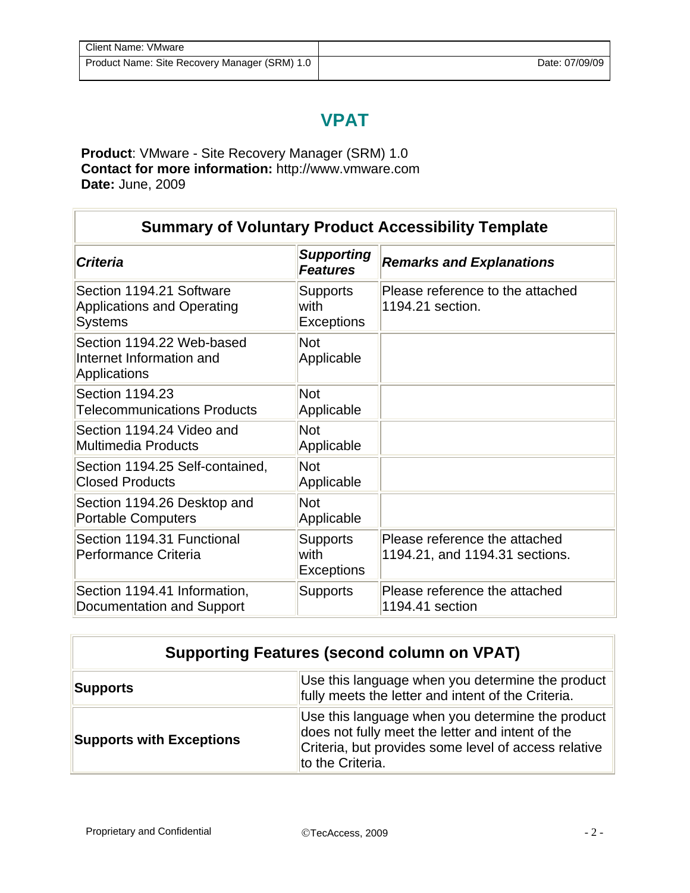# VPAT

**Product**: VMware - Site Recovery Manager (SRM) 1.0
**Contact for more information:** http://www.vmware.com
**Date:** June, 2009

| Summary of Voluntary Product Accessibility Template | | |
|---|---|---|
| ***Criteria*** | ***Supporting Features*** | ***Remarks and Explanations*** |
| Section 1194.21 Software Applications and Operating Systems | Supports with Exceptions | Please reference to the attached 1194.21 section. |
| Section 1194.22 Web-based Internet Information and Applications | Not Applicable | |
| Section 1194.23 Telecommunications Products | Not Applicable | |
| Section 1194.24 Video and Multimedia Products | Not Applicable | |
| Section 1194.25 Self-contained, Closed Products | Not Applicable | |
| Section 1194.26 Desktop and Portable Computers | Not Applicable | |
| Section 1194.31 Functional Performance Criteria | Supports with Exceptions | Please reference the attached 1194.21, and 1194.31 sections. |
| Section 1194.41 Information, Documentation and Support | Supports | Please reference the attached 1194.41 section |

| Supporting Features (second column on VPAT) | |
|---|---|
| **Supports** | Use this language when you determine the product fully meets the letter and intent of the Criteria. |
| **Supports with Exceptions** | Use this language when you determine the product does not fully meet the letter and intent of the Criteria, but provides some level of access relative to the Criteria. |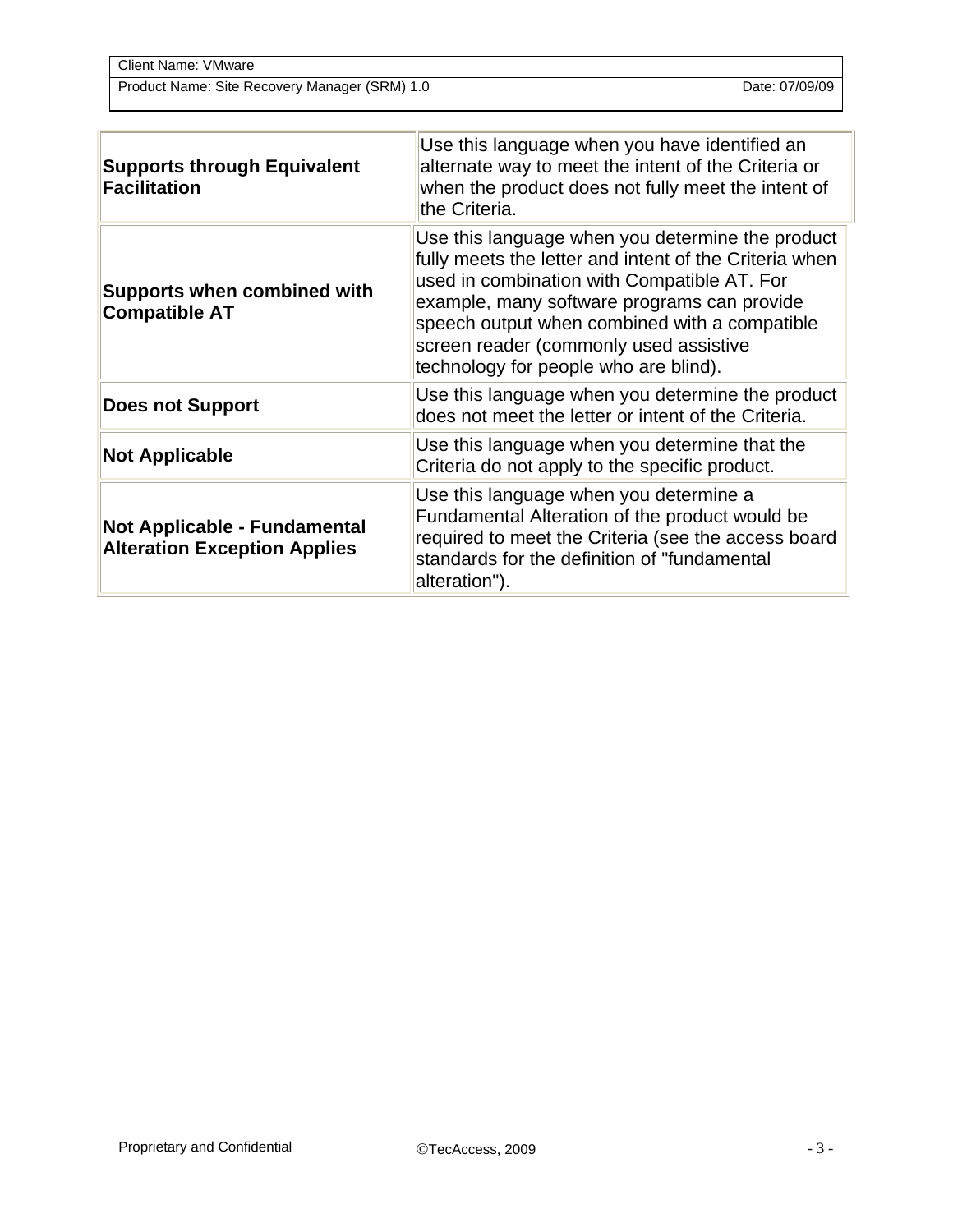| | |
|---|---|
| **Supports through Equivalent Facilitation** | Use this language when you have identified an alternate way to meet the intent of the Criteria or when the product does not fully meet the intent of the Criteria. |
| **Supports when combined with Compatible AT** | Use this language when you determine the product fully meets the letter and intent of the Criteria when used in combination with Compatible AT. For example, many software programs can provide speech output when combined with a compatible screen reader (commonly used assistive technology for people who are blind). |
| **Does not Support** | Use this language when you determine the product does not meet the letter or intent of the Criteria. |
| **Not Applicable** | Use this language when you determine that the Criteria do not apply to the specific product. |
| **Not Applicable - Fundamental Alteration Exception Applies** | Use this language when you determine a Fundamental Alteration of the product would be required to meet the Criteria (see the access board standards for the definition of "fundamental alteration"). |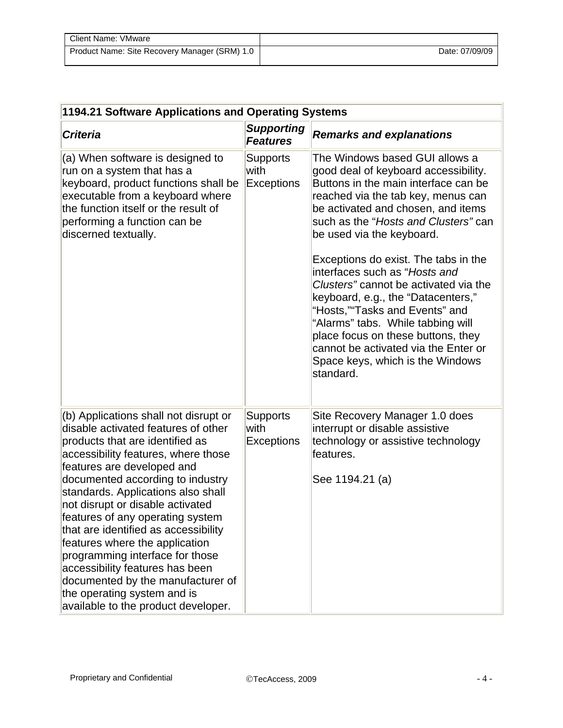| 1194.21 Software Applications and Operating Systems | | |
|---|---|---|
| ***Criteria*** | ***Supporting Features*** | ***Remarks and explanations*** |
| (a) When software is designed to run on a system that has a keyboard, product functions shall be executable from a keyboard where the function itself or the result of performing a function can be discerned textually. | Supports with Exceptions | The Windows based GUI allows a good deal of keyboard accessibility. Buttons in the main interface can be reached via the tab key, menus can be activated and chosen, and items such as the "*Hosts and Clusters"* can be used via the keyboard.<br><br>Exceptions do exist. The tabs in the interfaces such as "*Hosts and Clusters"* cannot be activated via the keyboard, e.g., the "Datacenters," "Hosts,""Tasks and Events" and "Alarms" tabs. While tabbing will place focus on these buttons, they cannot be activated via the Enter or Space keys, which is the Windows standard. |
| (b) Applications shall not disrupt or disable activated features of other products that are identified as accessibility features, where those features are developed and documented according to industry standards. Applications also shall not disrupt or disable activated features of any operating system that are identified as accessibility features where the application programming interface for those accessibility features has been documented by the manufacturer of the operating system and is available to the product developer. | Supports with Exceptions | Site Recovery Manager 1.0 does interrupt or disable assistive technology or assistive technology features.<br><br>See 1194.21 (a) |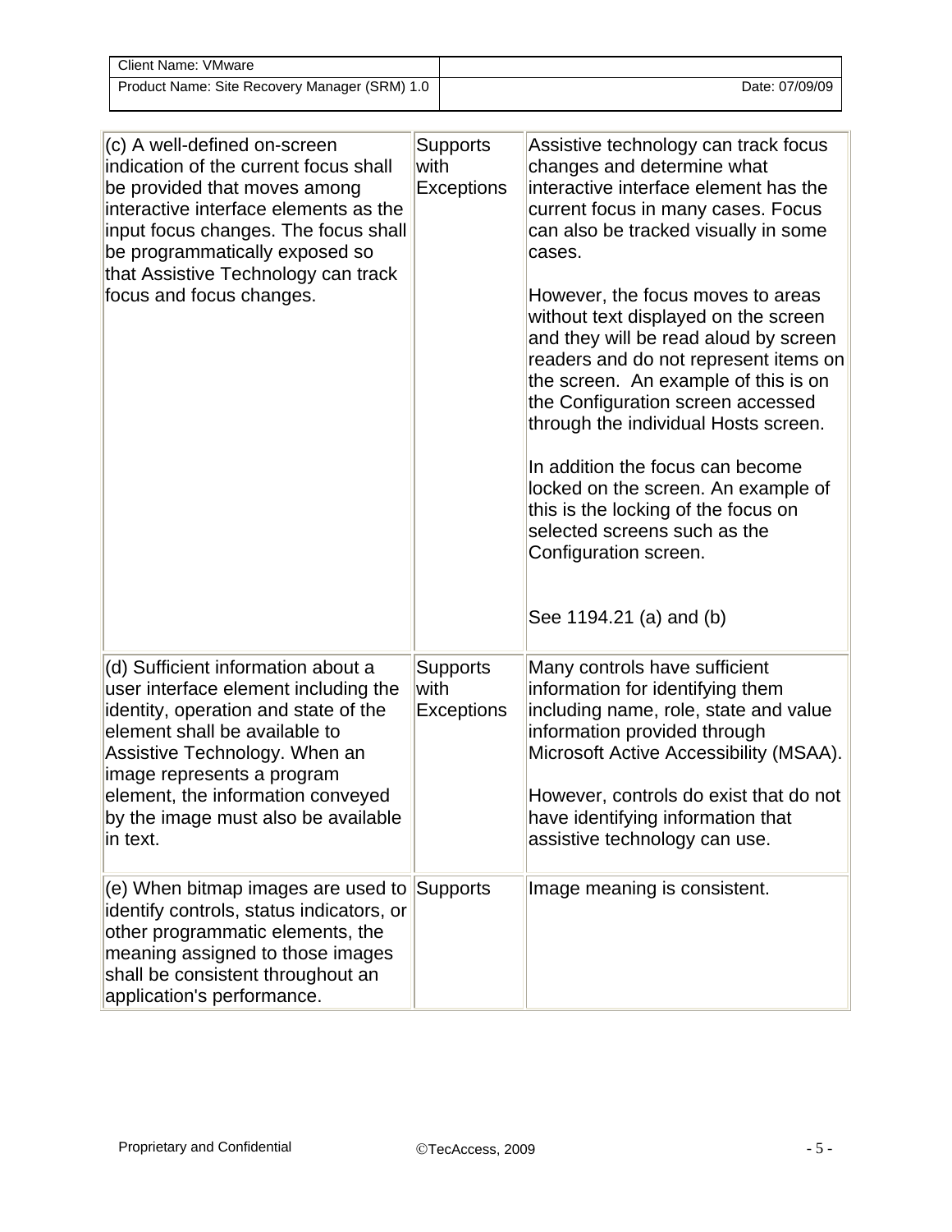| | | |
|---|---|---|
| (c) A well-defined on-screen indication of the current focus shall be provided that moves among interactive interface elements as the input focus changes. The focus shall be programmatically exposed so that Assistive Technology can track focus and focus changes. | Supports with Exceptions | Assistive technology can track focus changes and determine what interactive interface element has the current focus in many cases. Focus can also be tracked visually in some cases.<br><br>However, the focus moves to areas without text displayed on the screen and they will be read aloud by screen readers and do not represent items on the screen. An example of this is on the Configuration screen accessed through the individual Hosts screen.<br><br>In addition the focus can become locked on the screen. An example of this is the locking of the focus on selected screens such as the Configuration screen.<br><br>See 1194.21 (a) and (b) |
| (d) Sufficient information about a user interface element including the identity, operation and state of the element shall be available to Assistive Technology. When an image represents a program element, the information conveyed by the image must also be available in text. | Supports with Exceptions | Many controls have sufficient information for identifying them including name, role, state and value information provided through Microsoft Active Accessibility (MSAA).<br><br>However, controls do exist that do not have identifying information that assistive technology can use. |
| (e) When bitmap images are used to identify controls, status indicators, or other programmatic elements, the meaning assigned to those images shall be consistent throughout an application's performance. | Supports | Image meaning is consistent. |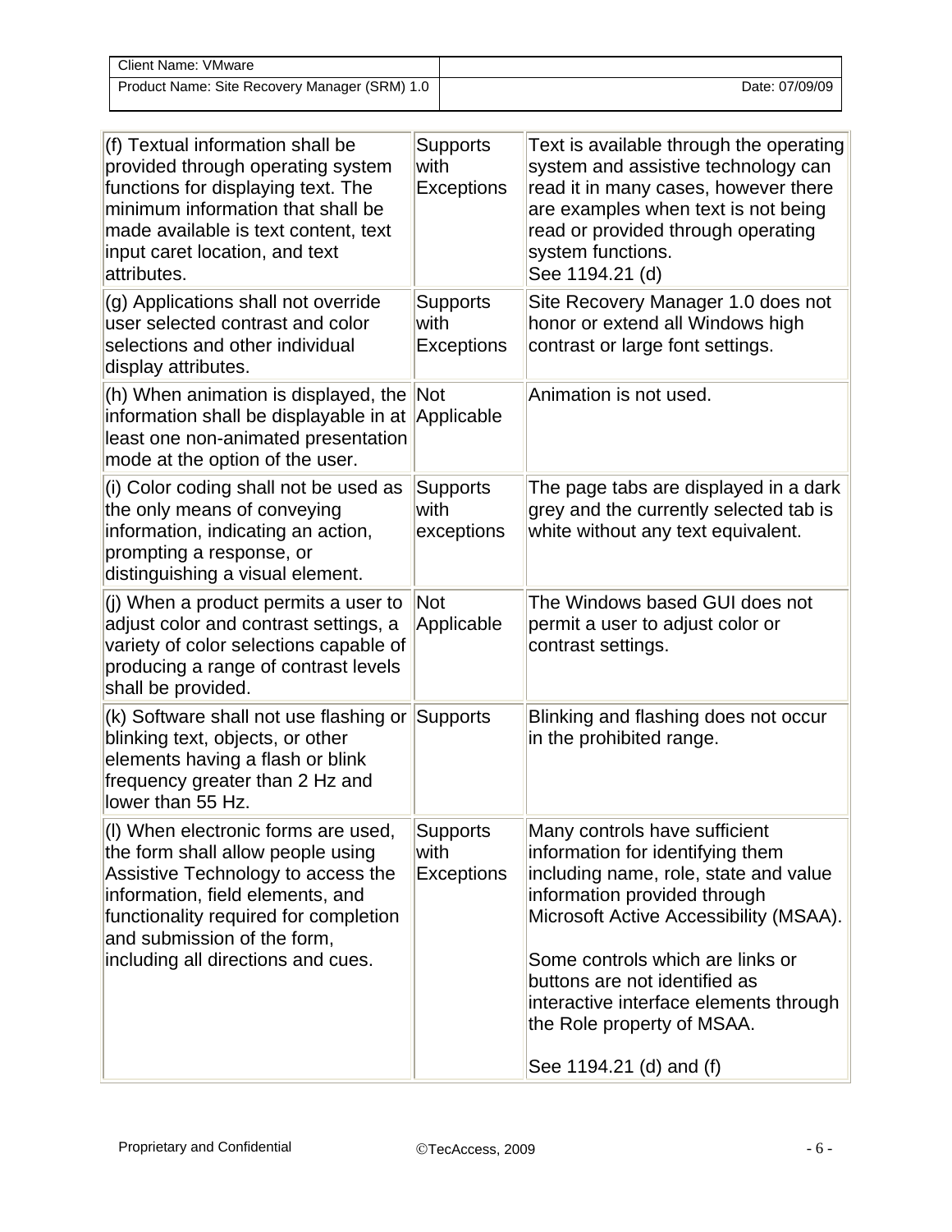| (f) Textual information shall be provided through operating system functions for displaying text. The minimum information that shall be made available is text content, text input caret location, and text attributes. | Supports with Exceptions | Text is available through the operating system and assistive technology can read it in many cases, however there are examples when text is not being read or provided through operating system functions.<br>See 1194.21 (d) |
|---|---|---|
| (g) Applications shall not override user selected contrast and color selections and other individual display attributes. | Supports with Exceptions | Site Recovery Manager 1.0 does not honor or extend all Windows high contrast or large font settings. |
| (h) When animation is displayed, the information shall be displayable in at least one non-animated presentation mode at the option of the user. | Not Applicable | Animation is not used. |
| (i) Color coding shall not be used as the only means of conveying information, indicating an action, prompting a response, or distinguishing a visual element. | Supports with exceptions | The page tabs are displayed in a dark grey and the currently selected tab is white without any text equivalent. |
| (j) When a product permits a user to adjust color and contrast settings, a variety of color selections capable of producing a range of contrast levels shall be provided. | Not Applicable | The Windows based GUI does not permit a user to adjust color or contrast settings. |
| (k) Software shall not use flashing or blinking text, objects, or other elements having a flash or blink frequency greater than 2 Hz and lower than 55 Hz. | Supports | Blinking and flashing does not occur in the prohibited range. |
| (l) When electronic forms are used, the form shall allow people using Assistive Technology to access the information, field elements, and functionality required for completion and submission of the form, including all directions and cues. | Supports with Exceptions | Many controls have sufficient information for identifying them including name, role, state and value information provided through Microsoft Active Accessibility (MSAA).<br><br>Some controls which are links or buttons are not identified as interactive interface elements through the Role property of MSAA.<br><br>See 1194.21 (d) and (f) |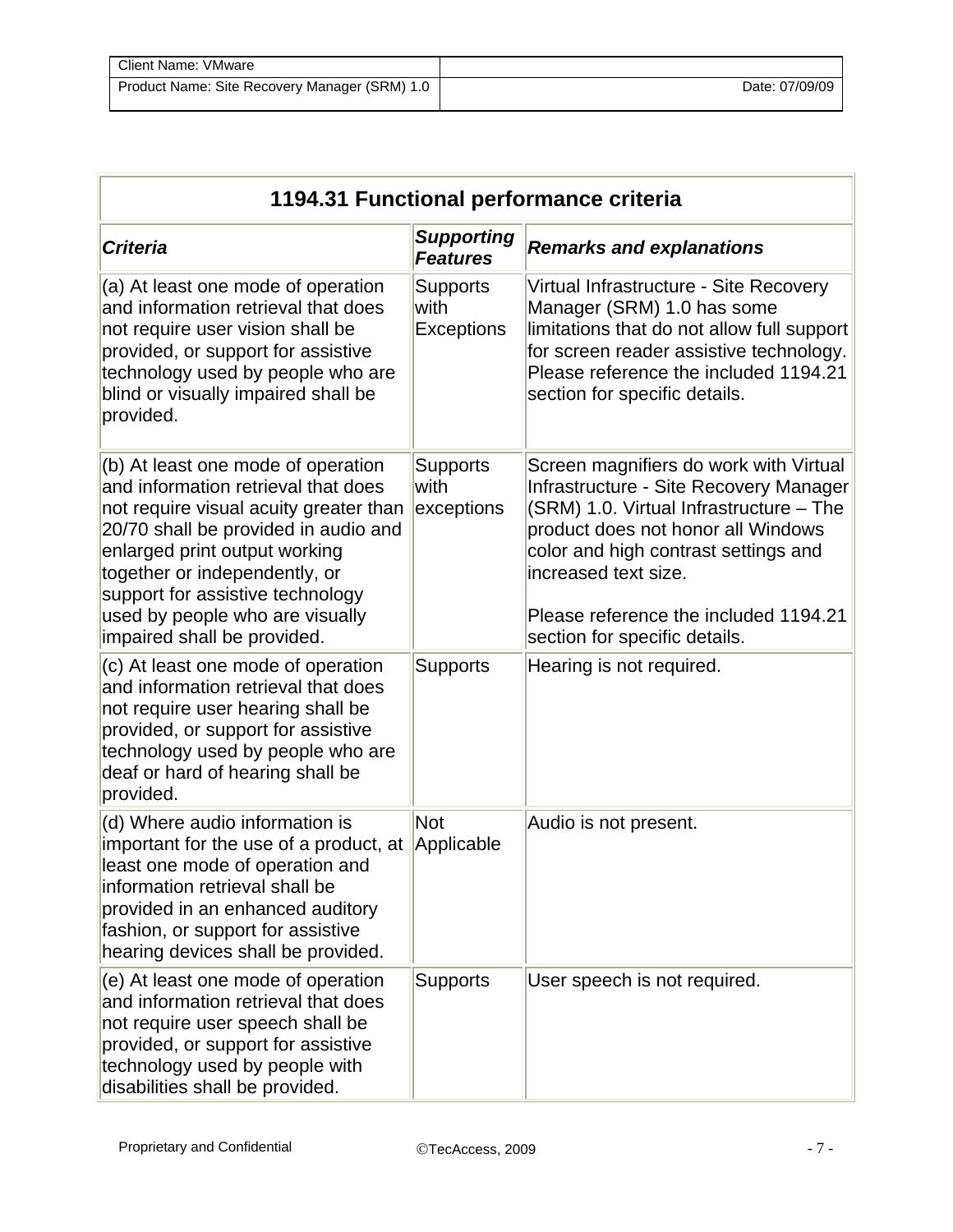| Client Name: VMware | |
| --- | --- |
| Product Name: Site Recovery Manager (SRM) 1.0 | Date: 07/09/09 |

| 1194.31 Functional performance criteria | | |
| --- | --- | --- |
| ***Criteria*** | ***Supporting Features*** | ***Remarks and explanations*** |
| (a) At least one mode of operation and information retrieval that does not require user vision shall be provided, or support for assistive technology used by people who are blind or visually impaired shall be provided. | Supports with Exceptions | Virtual Infrastructure - Site Recovery Manager (SRM) 1.0 has some limitations that do not allow full support for screen reader assistive technology. Please reference the included 1194.21 section for specific details. |
| (b) At least one mode of operation and information retrieval that does not require visual acuity greater than 20/70 shall be provided in audio and enlarged print output working together or independently, or support for assistive technology used by people who are visually impaired shall be provided. | Supports with exceptions | Screen magnifiers do work with Virtual Infrastructure - Site Recovery Manager (SRM) 1.0. Virtual Infrastructure – The product does not honor all Windows color and high contrast settings and increased text size.<br><br>Please reference the included 1194.21 section for specific details. |
| (c) At least one mode of operation and information retrieval that does not require user hearing shall be provided, or support for assistive technology used by people who are deaf or hard of hearing shall be provided. | Supports | Hearing is not required. |
| (d) Where audio information is important for the use of a product, at least one mode of operation and information retrieval shall be provided in an enhanced auditory fashion, or support for assistive hearing devices shall be provided. | Not Applicable | Audio is not present. |
| (e) At least one mode of operation and information retrieval that does not require user speech shall be provided, or support for assistive technology used by people with disabilities shall be provided. | Supports | User speech is not required. |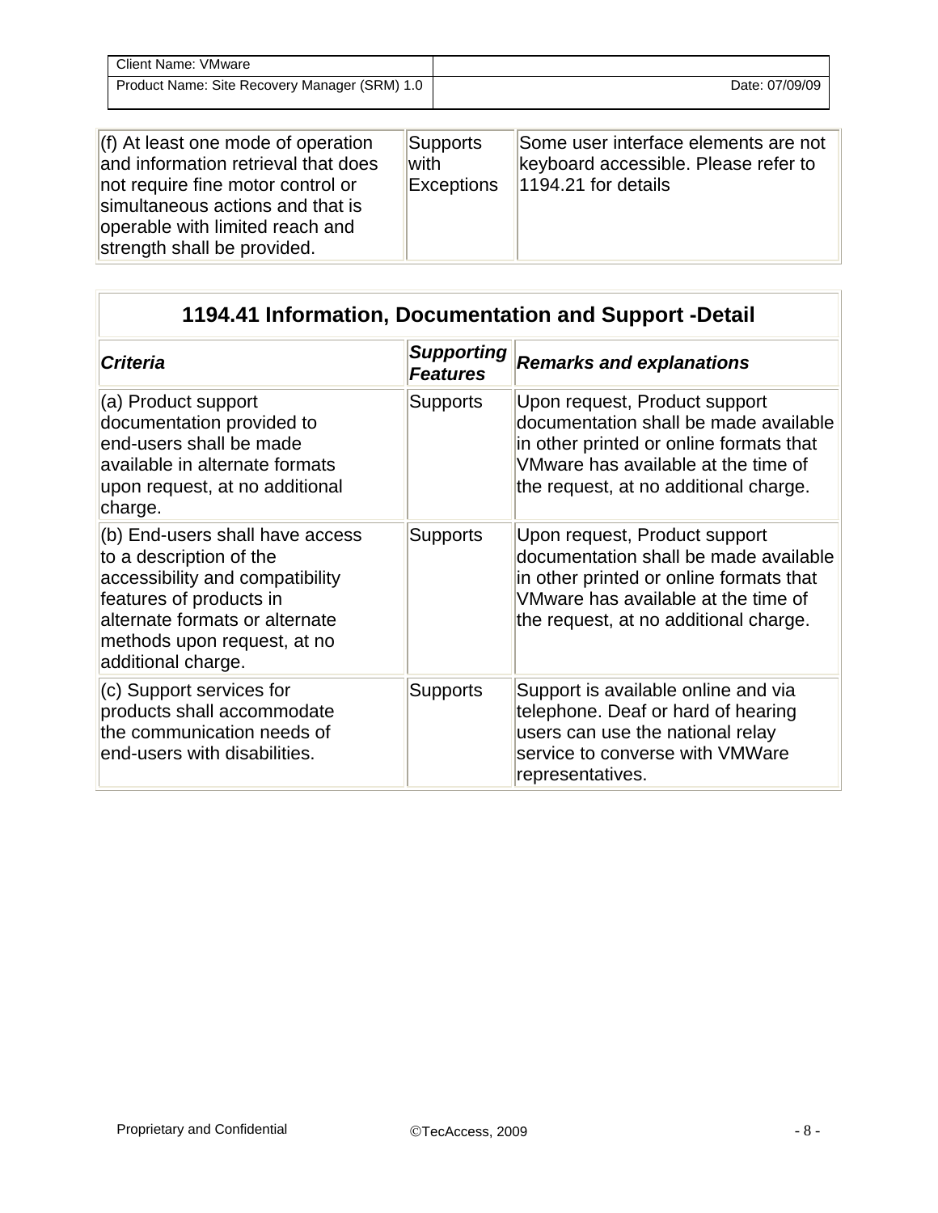| | | |
|---|---|---|
| (f) At least one mode of operation and information retrieval that does not require fine motor control or simultaneous actions and that is operable with limited reach and strength shall be provided. | Supports with Exceptions | Some user interface elements are not keyboard accessible. Please refer to 1194.21 for details |

## 1194.41 Information, Documentation and Support -Detail

| ***Criteria*** | ***Supporting Features*** | ***Remarks and explanations*** |
|---|---|---|
| (a) Product support documentation provided to end-users shall be made available in alternate formats upon request, at no additional charge. | Supports | Upon request, Product support documentation shall be made available in other printed or online formats that VMware has available at the time of the request, at no additional charge. |
| (b) End-users shall have access to a description of the accessibility and compatibility features of products in alternate formats or alternate methods upon request, at no additional charge. | Supports | Upon request, Product support documentation shall be made available in other printed or online formats that VMware has available at the time of the request, at no additional charge. |
| (c) Support services for products shall accommodate the communication needs of end-users with disabilities. | Supports | Support is available online and via telephone. Deaf or hard of hearing users can use the national relay service to converse with VMWare representatives. |